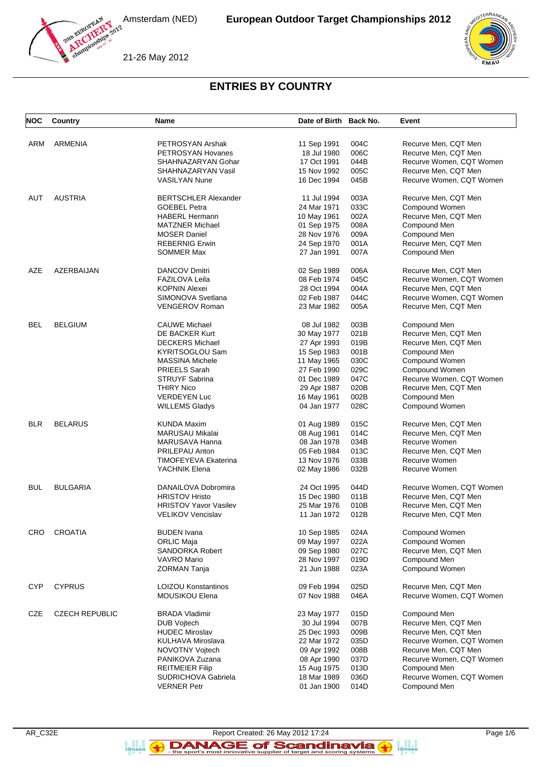# European Outdoor Target Championships 2012

Amsterdam (NED)

21-26 May 2012

## ENTRIES BY COUNTRY

| NOC | Country | Name | Date of Birth | Back No. | Event |
|---|---|---|---|---|---|
| ARM | ARMENIA | PETROSYAN Arshak | 11 Sep 1991 | 004C | Recurve Men, CQT Men |
| | | PETROSYAN Hovanes | 18 Jul 1980 | 006C | Recurve Men, CQT Men |
| | | SHAHNAZARYAN Gohar | 17 Oct 1991 | 044B | Recurve Women, CQT Women |
| | | SHAHNAZARYAN Vasil | 15 Nov 1992 | 005C | Recurve Men, CQT Men |
| | | VASILYAN Nune | 16 Dec 1994 | 045B | Recurve Women, CQT Women |
| AUT | AUSTRIA | BERTSCHLER Alexander | 11 Jul 1994 | 003A | Recurve Men, CQT Men |
| | | GOEBEL Petra | 24 Mar 1971 | 033C | Compound Women |
| | | HABERL Hermann | 10 May 1961 | 002A | Recurve Men, CQT Men |
| | | MATZNER Michael | 01 Sep 1975 | 008A | Compound Men |
| | | MOSER Daniel | 28 Nov 1976 | 009A | Compound Men |
| | | REBERNIG Erwin | 24 Sep 1970 | 001A | Recurve Men, CQT Men |
| | | SOMMER Max | 27 Jan 1991 | 007A | Compound Men |
| AZE | AZERBAIJAN | DANCOV Dmitri | 02 Sep 1989 | 006A | Recurve Men, CQT Men |
| | | FAZILOVA Leila | 08 Feb 1974 | 045C | Recurve Women, CQT Women |
| | | KOPNIN Alexei | 28 Oct 1994 | 004A | Recurve Men, CQT Men |
| | | SIMONOVA Svetlana | 02 Feb 1987 | 044C | Recurve Women, CQT Women |
| | | VENGEROV Roman | 23 Mar 1982 | 005A | Recurve Men, CQT Men |
| BEL | BELGIUM | CAUWE Michael | 08 Jul 1982 | 003B | Compound Men |
| | | DE BACKER Kurt | 30 May 1977 | 021B | Recurve Men, CQT Men |
| | | DECKERS Michael | 27 Apr 1993 | 019B | Recurve Men, CQT Men |
| | | KYRITSOGLOU Sam | 15 Sep 1983 | 001B | Compound Men |
| | | MASSINA Michele | 11 May 1965 | 030C | Compound Women |
| | | PRIEELS Sarah | 27 Feb 1990 | 029C | Compound Women |
| | | STRUYF Sabrina | 01 Dec 1989 | 047C | Recurve Women, CQT Women |
| | | THIRY Nico | 29 Apr 1987 | 020B | Recurve Men, CQT Men |
| | | VERDEYEN Luc | 16 May 1961 | 002B | Compound Men |
| | | WILLEMS Gladys | 04 Jan 1977 | 028C | Compound Women |
| BLR | BELARUS | KUNDA Maxim | 01 Aug 1989 | 015C | Recurve Men, CQT Men |
| | | MARUSAU Mikalai | 08 Aug 1981 | 014C | Recurve Men, CQT Men |
| | | MARUSAVA Hanna | 08 Jan 1978 | 034B | Recurve Women |
| | | PRILEPAU Anton | 05 Feb 1984 | 013C | Recurve Men, CQT Men |
| | | TIMOFEYEVA Ekaterina | 13 Nov 1976 | 033B | Recurve Women |
| | | YACHNIK Elena | 02 May 1986 | 032B | Recurve Women |
| BUL | BULGARIA | DANAILOVA Dobromira | 24 Oct 1995 | 044D | Recurve Women, CQT Women |
| | | HRISTOV Hristo | 15 Dec 1980 | 011B | Recurve Men, CQT Men |
| | | HRISTOV Yavor Vasilev | 25 Mar 1976 | 010B | Recurve Men, CQT Men |
| | | VELIKOV Vencislav | 11 Jan 1972 | 012B | Recurve Men, CQT Men |
| CRO | CROATIA | BUDEN Ivana | 10 Sep 1985 | 024A | Compound Women |
| | | ORLIC Maja | 09 May 1997 | 022A | Compound Women |
| | | SANDORKA Robert | 09 Sep 1980 | 027C | Recurve Men, CQT Men |
| | | VAVRO Mario | 28 Nov 1997 | 019D | Compound Men |
| | | ZORMAN Tanja | 21 Jun 1988 | 023A | Compound Women |
| CYP | CYPRUS | LOIZOU Konstantinos | 09 Feb 1994 | 025D | Recurve Men, CQT Men |
| | | MOUSIKOU Elena | 07 Nov 1988 | 046A | Recurve Women, CQT Women |
| CZE | CZECH REPUBLIC | BRADA Vladimir | 23 May 1977 | 015D | Compound Men |
| | | DUB Vojtech | 30 Jul 1994 | 007B | Recurve Men, CQT Men |
| | | HUDEC Miroslav | 25 Dec 1993 | 009B | Recurve Men, CQT Men |
| | | KULHAVA Miroslava | 22 Mar 1972 | 035D | Recurve Women, CQT Women |
| | | NOVOTNY Vojtech | 09 Apr 1992 | 008B | Recurve Men, CQT Men |
| | | PANIKOVA Zuzana | 08 Apr 1990 | 037D | Recurve Women, CQT Women |
| | | REITMEIER Filip | 15 Aug 1975 | 013D | Compound Men |
| | | SUDRICHOVA Gabriela | 18 Mar 1989 | 036D | Recurve Women, CQT Women |
| | | VERNER Petr | 01 Jan 1900 | 014D | Compound Men |

AR_C32E

Report Created: 26 May 2012 17:24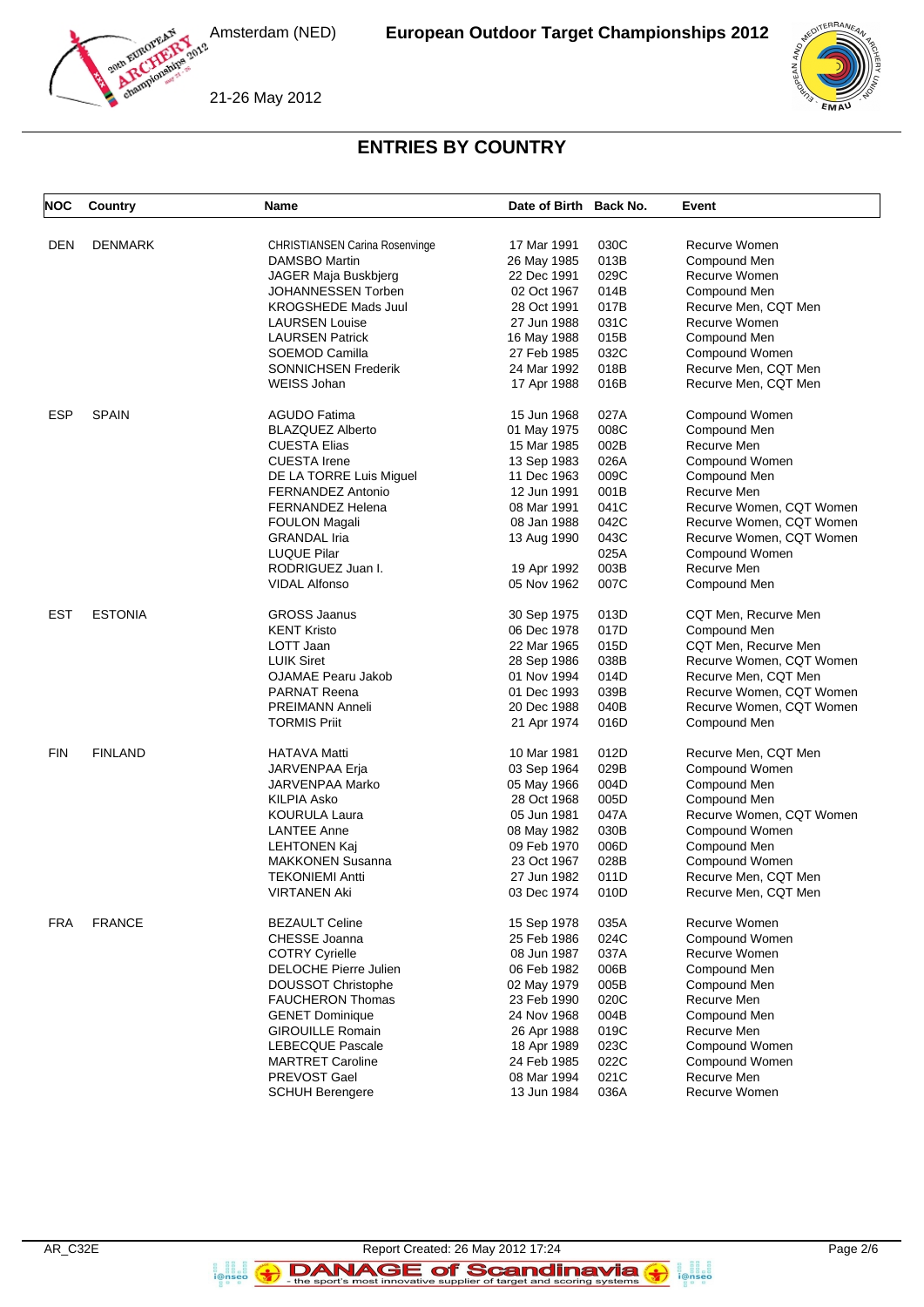## ENTRIES BY COUNTRY

| NOC | Country | Name | Date of Birth | Back No. | Event |
|---|---|---|---|---|---|
| DEN | DENMARK | CHRISTIANSEN Carina Rosenvinge | 17 Mar 1991 | 030C | Recurve Women |
| | | DAMSBO Martin | 26 May 1985 | 013B | Compound Men |
| | | JAGER Maja Buskbjerg | 22 Dec 1991 | 029C | Recurve Women |
| | | JOHANNESSEN Torben | 02 Oct 1967 | 014B | Compound Men |
| | | KROGSHEDE Mads Juul | 28 Oct 1991 | 017B | Recurve Men, CQT Men |
| | | LAURSEN Louise | 27 Jun 1988 | 031C | Recurve Women |
| | | LAURSEN Patrick | 16 May 1988 | 015B | Compound Men |
| | | SOEMOD Camilla | 27 Feb 1985 | 032C | Compound Women |
| | | SONNICHSEN Frederik | 24 Mar 1992 | 018B | Recurve Men, CQT Men |
| | | WEISS Johan | 17 Apr 1988 | 016B | Recurve Men, CQT Men |
| ESP | SPAIN | AGUDO Fatima | 15 Jun 1968 | 027A | Compound Women |
| | | BLAZQUEZ Alberto | 01 May 1975 | 008C | Compound Men |
| | | CUESTA Elias | 15 Mar 1985 | 002B | Recurve Men |
| | | CUESTA Irene | 13 Sep 1983 | 026A | Compound Women |
| | | DE LA TORRE Luis Miguel | 11 Dec 1963 | 009C | Compound Men |
| | | FERNANDEZ Antonio | 12 Jun 1991 | 001B | Recurve Men |
| | | FERNANDEZ Helena | 08 Mar 1991 | 041C | Recurve Women, CQT Women |
| | | FOULON Magali | 08 Jan 1988 | 042C | Recurve Women, CQT Women |
| | | GRANDAL Iria | 13 Aug 1990 | 043C | Recurve Women, CQT Women |
| | | LUQUE Pilar | | 025A | Compound Women |
| | | RODRIGUEZ Juan I. | 19 Apr 1992 | 003B | Recurve Men |
| | | VIDAL Alfonso | 05 Nov 1962 | 007C | Compound Men |
| EST | ESTONIA | GROSS Jaanus | 30 Sep 1975 | 013D | CQT Men, Recurve Men |
| | | KENT Kristo | 06 Dec 1978 | 017D | Compound Men |
| | | LOTT Jaan | 22 Mar 1965 | 015D | CQT Men, Recurve Men |
| | | LUIK Siret | 28 Sep 1986 | 038B | Recurve Women, CQT Women |
| | | OJAMAE Pearu Jakob | 01 Nov 1994 | 014D | Recurve Men, CQT Men |
| | | PARNAT Reena | 01 Dec 1993 | 039B | Recurve Women, CQT Women |
| | | PREIMANN Anneli | 20 Dec 1988 | 040B | Recurve Women, CQT Women |
| | | TORMIS Priit | 21 Apr 1974 | 016D | Compound Men |
| FIN | FINLAND | HATAVA Matti | 10 Mar 1981 | 012D | Recurve Men, CQT Men |
| | | JARVENPAA Erja | 03 Sep 1964 | 029B | Compound Women |
| | | JARVENPAA Marko | 05 May 1966 | 004D | Compound Men |
| | | KILPIA Asko | 28 Oct 1968 | 005D | Compound Men |
| | | KOURULA Laura | 05 Jun 1981 | 047A | Recurve Women, CQT Women |
| | | LANTEE Anne | 08 May 1982 | 030B | Compound Women |
| | | LEHTONEN Kaj | 09 Feb 1970 | 006D | Compound Men |
| | | MAKKONEN Susanna | 23 Oct 1967 | 028B | Compound Women |
| | | TEKONIEMI Antti | 27 Jun 1982 | 011D | Recurve Men, CQT Men |
| | | VIRTANEN Aki | 03 Dec 1974 | 010D | Recurve Men, CQT Men |
| FRA | FRANCE | BEZAULT Celine | 15 Sep 1978 | 035A | Recurve Women |
| | | CHESSE Joanna | 25 Feb 1986 | 024C | Compound Women |
| | | COTRY Cyrielle | 08 Jun 1987 | 037A | Recurve Women |
| | | DELOCHE Pierre Julien | 06 Feb 1982 | 006B | Compound Men |
| | | DOUSSOT Christophe | 02 May 1979 | 005B | Compound Men |
| | | FAUCHERON Thomas | 23 Feb 1990 | 020C | Recurve Men |
| | | GENET Dominique | 24 Nov 1968 | 004B | Compound Men |
| | | GIROUILLE Romain | 26 Apr 1988 | 019C | Recurve Men |
| | | LEBECQUE Pascale | 18 Apr 1989 | 023C | Compound Women |
| | | MARTRET Caroline | 24 Feb 1985 | 022C | Compound Women |
| | | PREVOST Gael | 08 Mar 1994 | 021C | Recurve Men |
| | | SCHUH Berengere | 13 Jun 1984 | 036A | Recurve Women |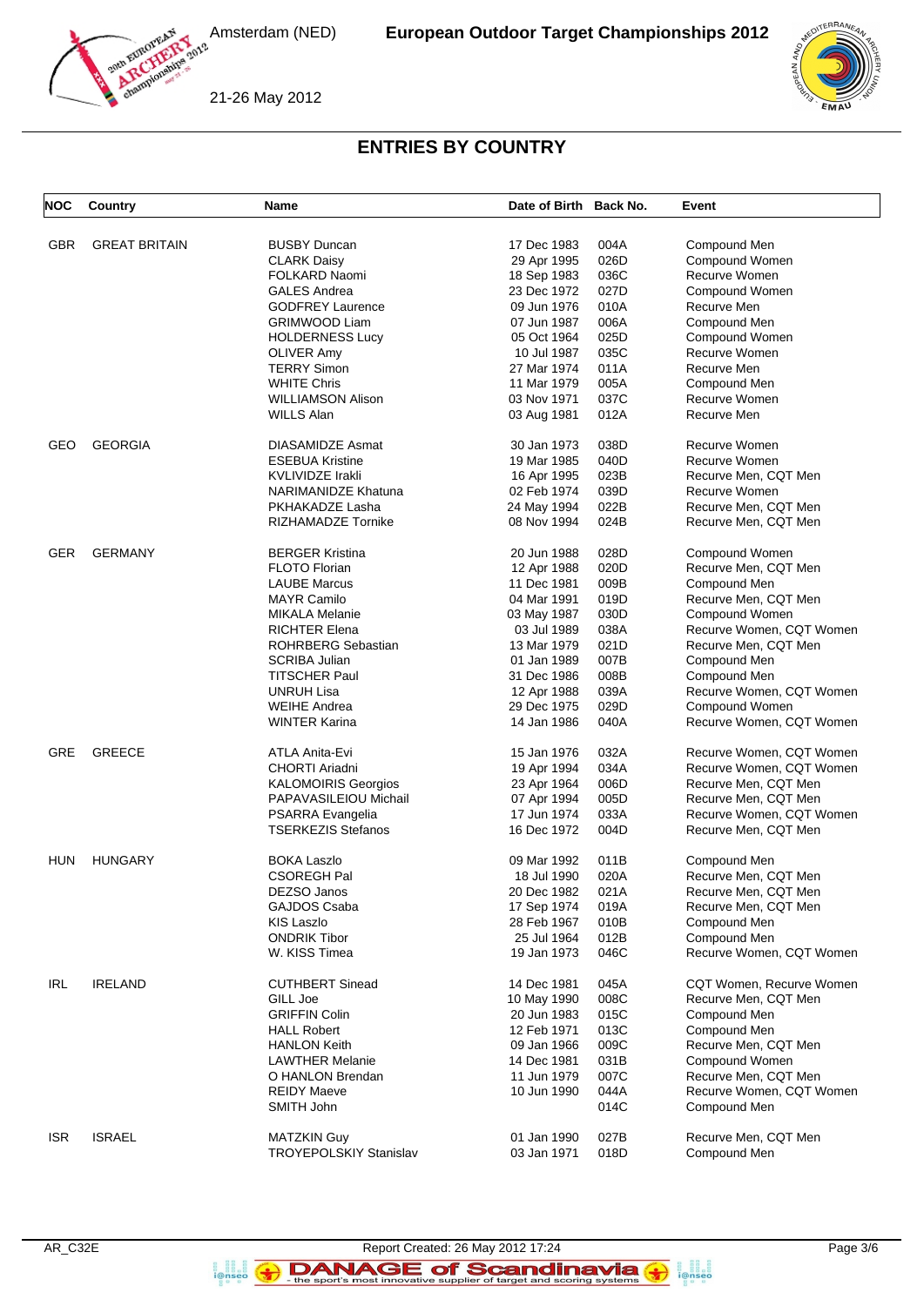## ENTRIES BY COUNTRY

| NOC | Country | Name | Date of Birth | Back No. | Event |
|---|---|---|---|---|---|
| GBR | GREAT BRITAIN | BUSBY Duncan | 17 Dec 1983 | 004A | Compound Men |
| | | CLARK Daisy | 29 Apr 1995 | 026D | Compound Women |
| | | FOLKARD Naomi | 18 Sep 1983 | 036C | Recurve Women |
| | | GALES Andrea | 23 Dec 1972 | 027D | Compound Women |
| | | GODFREY Laurence | 09 Jun 1976 | 010A | Recurve Men |
| | | GRIMWOOD Liam | 07 Jun 1987 | 006A | Compound Men |
| | | HOLDERNESS Lucy | 05 Oct 1964 | 025D | Compound Women |
| | | OLIVER Amy | 10 Jul 1987 | 035C | Recurve Women |
| | | TERRY Simon | 27 Mar 1974 | 011A | Recurve Men |
| | | WHITE Chris | 11 Mar 1979 | 005A | Compound Men |
| | | WILLIAMSON Alison | 03 Nov 1971 | 037C | Recurve Women |
| | | WILLS Alan | 03 Aug 1981 | 012A | Recurve Men |
| GEO | GEORGIA | DIASAMIDZE Asmat | 30 Jan 1973 | 038D | Recurve Women |
| | | ESEBUA Kristine | 19 Mar 1985 | 040D | Recurve Women |
| | | KVLIVIDZE Irakli | 16 Apr 1995 | 023B | Recurve Men, CQT Men |
| | | NARIMANIDZE Khatuna | 02 Feb 1974 | 039D | Recurve Women |
| | | PKHAKADZE Lasha | 24 May 1994 | 022B | Recurve Men, CQT Men |
| | | RIZHAMADZE Tornike | 08 Nov 1994 | 024B | Recurve Men, CQT Men |
| GER | GERMANY | BERGER Kristina | 20 Jun 1988 | 028D | Compound Women |
| | | FLOTO Florian | 12 Apr 1988 | 020D | Recurve Men, CQT Men |
| | | LAUBE Marcus | 11 Dec 1981 | 009B | Compound Men |
| | | MAYR Camilo | 04 Mar 1991 | 019D | Recurve Men, CQT Men |
| | | MIKALA Melanie | 03 May 1987 | 030D | Compound Women |
| | | RICHTER Elena | 03 Jul 1989 | 038A | Recurve Women, CQT Women |
| | | ROHRBERG Sebastian | 13 Mar 1979 | 021D | Recurve Men, CQT Men |
| | | SCRIBA Julian | 01 Jan 1989 | 007B | Compound Men |
| | | TITSCHER Paul | 31 Dec 1986 | 008B | Compound Men |
| | | UNRUH Lisa | 12 Apr 1988 | 039A | Recurve Women, CQT Women |
| | | WEIHE Andrea | 29 Dec 1975 | 029D | Compound Women |
| | | WINTER Karina | 14 Jan 1986 | 040A | Recurve Women, CQT Women |
| GRE | GREECE | ATLA Anita-Evi | 15 Jan 1976 | 032A | Recurve Women, CQT Women |
| | | CHORTI Ariadni | 19 Apr 1994 | 034A | Recurve Women, CQT Women |
| | | KALOMOIRIS Georgios | 23 Apr 1964 | 006D | Recurve Men, CQT Men |
| | | PAPAVASILEIOU Michail | 07 Apr 1994 | 005D | Recurve Men, CQT Men |
| | | PSARRA Evangelia | 17 Jun 1974 | 033A | Recurve Women, CQT Women |
| | | TSERKEZIS Stefanos | 16 Dec 1972 | 004D | Recurve Men, CQT Men |
| HUN | HUNGARY | BOKA Laszlo | 09 Mar 1992 | 011B | Compound Men |
| | | CSOREGH Pal | 18 Jul 1990 | 020A | Recurve Men, CQT Men |
| | | DEZSO Janos | 20 Dec 1982 | 021A | Recurve Men, CQT Men |
| | | GAJDOS Csaba | 17 Sep 1974 | 019A | Recurve Men, CQT Men |
| | | KIS Laszlo | 28 Feb 1967 | 010B | Compound Men |
| | | ONDRIK Tibor | 25 Jul 1964 | 012B | Compound Men |
| | | W. KISS Timea | 19 Jan 1973 | 046C | Recurve Women, CQT Women |
| IRL | IRELAND | CUTHBERT Sinead | 14 Dec 1981 | 045A | CQT Women, Recurve Women |
| | | GILL Joe | 10 May 1990 | 008C | Recurve Men, CQT Men |
| | | GRIFFIN Colin | 20 Jun 1983 | 015C | Compound Men |
| | | HALL Robert | 12 Feb 1971 | 013C | Compound Men |
| | | HANLON Keith | 09 Jan 1966 | 009C | Recurve Men, CQT Men |
| | | LAWTHER Melanie | 14 Dec 1981 | 031B | Compound Women |
| | | O HANLON Brendan | 11 Jun 1979 | 007C | Recurve Men, CQT Men |
| | | REIDY Maeve | 10 Jun 1990 | 044A | Recurve Women, CQT Women |
| | | SMITH John | | 014C | Compound Men |
| ISR | ISRAEL | MATZKIN Guy | 01 Jan 1990 | 027B | Recurve Men, CQT Men |
| | | TROYEPOLSKIY Stanislav | 03 Jan 1971 | 018D | Compound Men |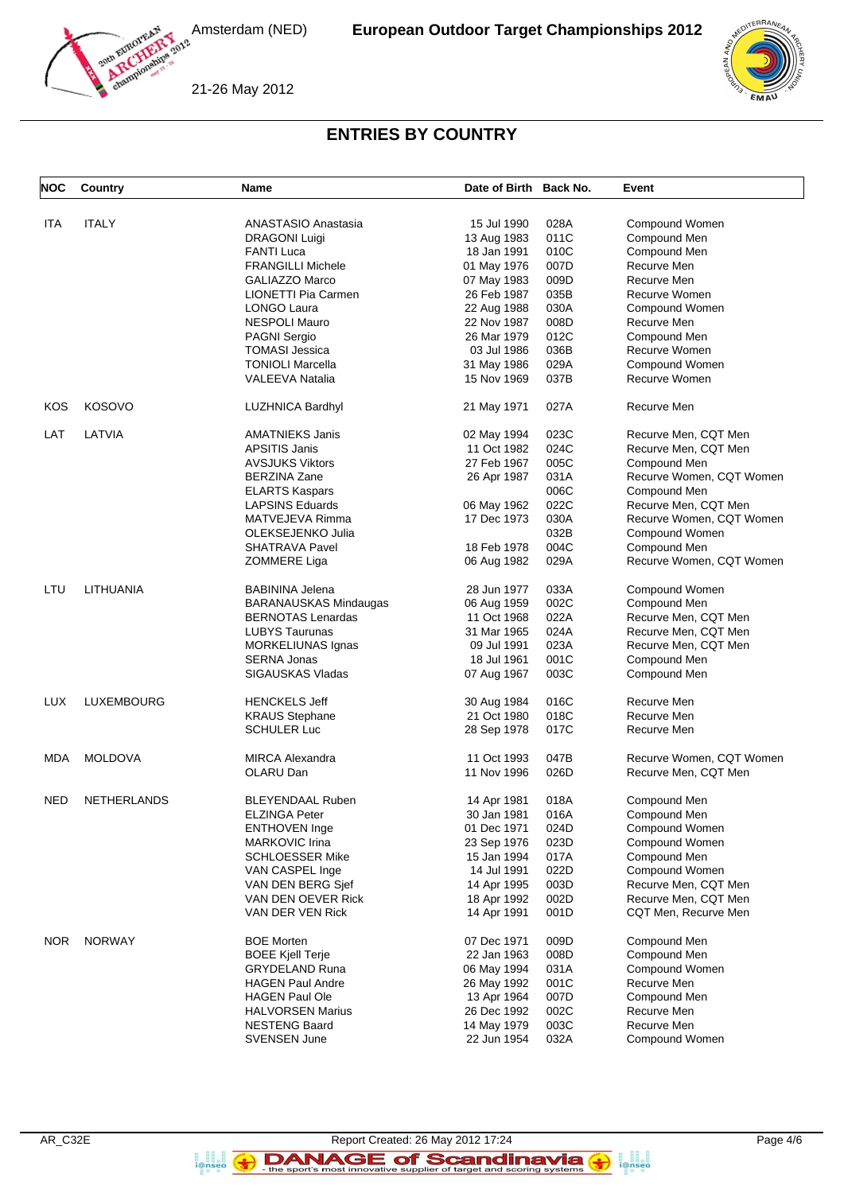# ENTRIES BY COUNTRY

| NOC | Country | Name | Date of Birth | Back No. | Event |
|---|---|---|---|---|---|
| ITA | ITALY | ANASTASIO Anastasia | 15 Jul 1990 | 028A | Compound Women |
| | | DRAGONI Luigi | 13 Aug 1983 | 011C | Compound Men |
| | | FANTI Luca | 18 Jan 1991 | 010C | Compound Men |
| | | FRANGILLI Michele | 01 May 1976 | 007D | Recurve Men |
| | | GALIAZZO Marco | 07 May 1983 | 009D | Recurve Men |
| | | LIONETTI Pia Carmen | 26 Feb 1987 | 035B | Recurve Women |
| | | LONGO Laura | 22 Aug 1988 | 030A | Compound Women |
| | | NESPOLI Mauro | 22 Nov 1987 | 008D | Recurve Men |
| | | PAGNI Sergio | 26 Mar 1979 | 012C | Compound Men |
| | | TOMASI Jessica | 03 Jul 1986 | 036B | Recurve Women |
| | | TONIOLI Marcella | 31 May 1986 | 029A | Compound Women |
| | | VALEEVA Natalia | 15 Nov 1969 | 037B | Recurve Women |
| KOS | KOSOVO | LUZHNICA Bardhyl | 21 May 1971 | 027A | Recurve Men |
| LAT | LATVIA | AMATNIEKS Janis | 02 May 1994 | 023C | Recurve Men, CQT Men |
| | | APSITIS Janis | 11 Oct 1982 | 024C | Recurve Men, CQT Men |
| | | AVSJUKS Viktors | 27 Feb 1967 | 005C | Compound Men |
| | | BERZINA Zane | 26 Apr 1987 | 031A | Recurve Women, CQT Women |
| | | ELARTS Kaspars | | 006C | Compound Men |
| | | LAPSINS Eduards | 06 May 1962 | 022C | Recurve Men, CQT Men |
| | | MATVEJEVA Rimma | 17 Dec 1973 | 030A | Recurve Women, CQT Women |
| | | OLEKSEJENKO Julia | | 032B | Compound Women |
| | | SHATRAVA Pavel | 18 Feb 1978 | 004C | Compound Men |
| | | ZOMMERE Liga | 06 Aug 1982 | 029A | Recurve Women, CQT Women |
| LTU | LITHUANIA | BABININA Jelena | 28 Jun 1977 | 033A | Compound Women |
| | | BARANAUSKAS Mindaugas | 06 Aug 1959 | 002C | Compound Men |
| | | BERNOTAS Lenardas | 11 Oct 1968 | 022A | Recurve Men, CQT Men |
| | | LUBYS Taurunas | 31 Mar 1965 | 024A | Recurve Men, CQT Men |
| | | MORKELIUNAS Ignas | 09 Jul 1991 | 023A | Recurve Men, CQT Men |
| | | SERNA Jonas | 18 Jul 1961 | 001C | Compound Men |
| | | SIGAUSKAS Vladas | 07 Aug 1967 | 003C | Compound Men |
| LUX | LUXEMBOURG | HENCKELS Jeff | 30 Aug 1984 | 016C | Recurve Men |
| | | KRAUS Stephane | 21 Oct 1980 | 018C | Recurve Men |
| | | SCHULER Luc | 28 Sep 1978 | 017C | Recurve Men |
| MDA | MOLDOVA | MIRCA Alexandra | 11 Oct 1993 | 047B | Recurve Women, CQT Women |
| | | OLARU Dan | 11 Nov 1996 | 026D | Recurve Men, CQT Men |
| NED | NETHERLANDS | BLEYENDAAL Ruben | 14 Apr 1981 | 018A | Compound Men |
| | | ELZINGA Peter | 30 Jan 1981 | 016A | Compound Men |
| | | ENTHOVEN Inge | 01 Dec 1971 | 024D | Compound Women |
| | | MARKOVIC Irina | 23 Sep 1976 | 023D | Compound Women |
| | | SCHLOESSER Mike | 15 Jan 1994 | 017A | Compound Men |
| | | VAN CASPEL Inge | 14 Jul 1991 | 022D | Compound Women |
| | | VAN DEN BERG Sjef | 14 Apr 1995 | 003D | Recurve Men, CQT Men |
| | | VAN DEN OEVER Rick | 18 Apr 1992 | 002D | Recurve Men, CQT Men |
| | | VAN DER VEN Rick | 14 Apr 1991 | 001D | CQT Men, Recurve Men |
| NOR | NORWAY | BOE Morten | 07 Dec 1971 | 009D | Compound Men |
| | | BOEE Kjell Terje | 22 Jan 1963 | 008D | Compound Men |
| | | GRYDELAND Runa | 06 May 1994 | 031A | Compound Women |
| | | HAGEN Paul Andre | 26 May 1992 | 001C | Recurve Men |
| | | HAGEN Paul Ole | 13 Apr 1964 | 007D | Compound Men |
| | | HALVORSEN Marius | 26 Dec 1992 | 002C | Recurve Men |
| | | NESTENG Baard | 14 May 1979 | 003C | Recurve Men |
| | | SVENSEN June | 22 Jun 1954 | 032A | Compound Women |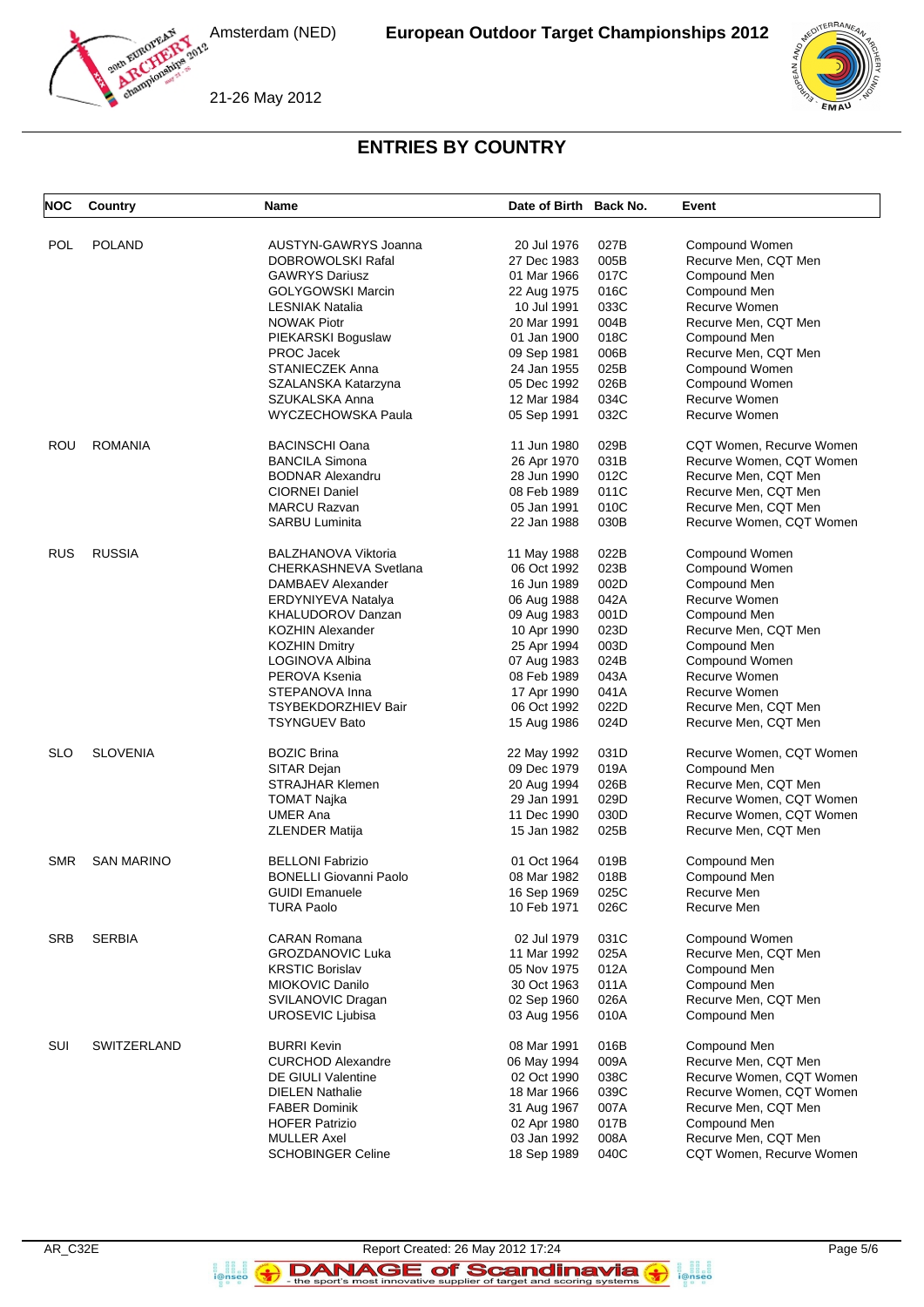## ENTRIES BY COUNTRY

| NOC | Country | Name | Date of Birth | Back No. | Event |
|---|---|---|---|---|---|
| POL | POLAND | AUSTYN-GAWRYS Joanna | 20 Jul 1976 | 027B | Compound Women |
| | | DOBROWOLSKI Rafal | 27 Dec 1983 | 005B | Recurve Men, CQT Men |
| | | GAWRYS Dariusz | 01 Mar 1966 | 017C | Compound Men |
| | | GOLYGOWSKI Marcin | 22 Aug 1975 | 016C | Compound Men |
| | | LESNIAK Natalia | 10 Jul 1991 | 033C | Recurve Women |
| | | NOWAK Piotr | 20 Mar 1991 | 004B | Recurve Men, CQT Men |
| | | PIEKARSKI Boguslaw | 01 Jan 1900 | 018C | Compound Men |
| | | PROC Jacek | 09 Sep 1981 | 006B | Recurve Men, CQT Men |
| | | STANIECZEK Anna | 24 Jan 1955 | 025B | Compound Women |
| | | SZALANSKA Katarzyna | 05 Dec 1992 | 026B | Compound Women |
| | | SZUKALSKA Anna | 12 Mar 1984 | 034C | Recurve Women |
| | | WYCZECHOWSKA Paula | 05 Sep 1991 | 032C | Recurve Women |
| ROU | ROMANIA | BACINSCHI Oana | 11 Jun 1980 | 029B | CQT Women, Recurve Women |
| | | BANCILA Simona | 26 Apr 1970 | 031B | Recurve Women, CQT Women |
| | | BODNAR Alexandru | 28 Jun 1990 | 012C | Recurve Men, CQT Men |
| | | CIORNEI Daniel | 08 Feb 1989 | 011C | Recurve Men, CQT Men |
| | | MARCU Razvan | 05 Jan 1991 | 010C | Recurve Men, CQT Men |
| | | SARBU Luminita | 22 Jan 1988 | 030B | Recurve Women, CQT Women |
| RUS | RUSSIA | BALZHANOVA Viktoria | 11 May 1988 | 022B | Compound Women |
| | | CHERKASHNEVA Svetlana | 06 Oct 1992 | 023B | Compound Women |
| | | DAMBAEV Alexander | 16 Jun 1989 | 002D | Compound Men |
| | | ERDYNIYEVA Natalya | 06 Aug 1988 | 042A | Recurve Women |
| | | KHALUDOROV Danzan | 09 Aug 1983 | 001D | Compound Men |
| | | KOZHIN Alexander | 10 Apr 1990 | 023D | Recurve Men, CQT Men |
| | | KOZHIN Dmitry | 25 Apr 1994 | 003D | Compound Men |
| | | LOGINOVA Albina | 07 Aug 1983 | 024B | Compound Women |
| | | PEROVA Ksenia | 08 Feb 1989 | 043A | Recurve Women |
| | | STEPANOVA Inna | 17 Apr 1990 | 041A | Recurve Women |
| | | TSYBEKDORZHIEV Bair | 06 Oct 1992 | 022D | Recurve Men, CQT Men |
| | | TSYNGUEV Bato | 15 Aug 1986 | 024D | Recurve Men, CQT Men |
| SLO | SLOVENIA | BOZIC Brina | 22 May 1992 | 031D | Recurve Women, CQT Women |
| | | SITAR Dejan | 09 Dec 1979 | 019A | Compound Men |
| | | STRAJHAR Klemen | 20 Aug 1994 | 026B | Recurve Men, CQT Men |
| | | TOMAT Najka | 29 Jan 1991 | 029D | Recurve Women, CQT Women |
| | | UMER Ana | 11 Dec 1990 | 030D | Recurve Women, CQT Women |
| | | ZLENDER Matija | 15 Jan 1982 | 025B | Recurve Men, CQT Men |
| SMR | SAN MARINO | BELLONI Fabrizio | 01 Oct 1964 | 019B | Compound Men |
| | | BONELLI Giovanni Paolo | 08 Mar 1982 | 018B | Compound Men |
| | | GUIDI Emanuele | 16 Sep 1969 | 025C | Recurve Men |
| | | TURA Paolo | 10 Feb 1971 | 026C | Recurve Men |
| SRB | SERBIA | CARAN Romana | 02 Jul 1979 | 031C | Compound Women |
| | | GROZDANOVIC Luka | 11 Mar 1992 | 025A | Recurve Men, CQT Men |
| | | KRSTIC Borislav | 05 Nov 1975 | 012A | Compound Men |
| | | MIOKOVIC Danilo | 30 Oct 1963 | 011A | Compound Men |
| | | SVILANOVIC Dragan | 02 Sep 1960 | 026A | Recurve Men, CQT Men |
| | | UROSEVIC Ljubisa | 03 Aug 1956 | 010A | Compound Men |
| SUI | SWITZERLAND | BURRI Kevin | 08 Mar 1991 | 016B | Compound Men |
| | | CURCHOD Alexandre | 06 May 1994 | 009A | Recurve Men, CQT Men |
| | | DE GIULI Valentine | 02 Oct 1990 | 038C | Recurve Women, CQT Women |
| | | DIELEN Nathalie | 18 Mar 1966 | 039C | Recurve Women, CQT Women |
| | | FABER Dominik | 31 Aug 1967 | 007A | Recurve Men, CQT Men |
| | | HOFER Patrizio | 02 Apr 1980 | 017B | Compound Men |
| | | MULLER Axel | 03 Jan 1992 | 008A | Recurve Men, CQT Men |
| | | SCHOBINGER Celine | 18 Sep 1989 | 040C | CQT Women, Recurve Women |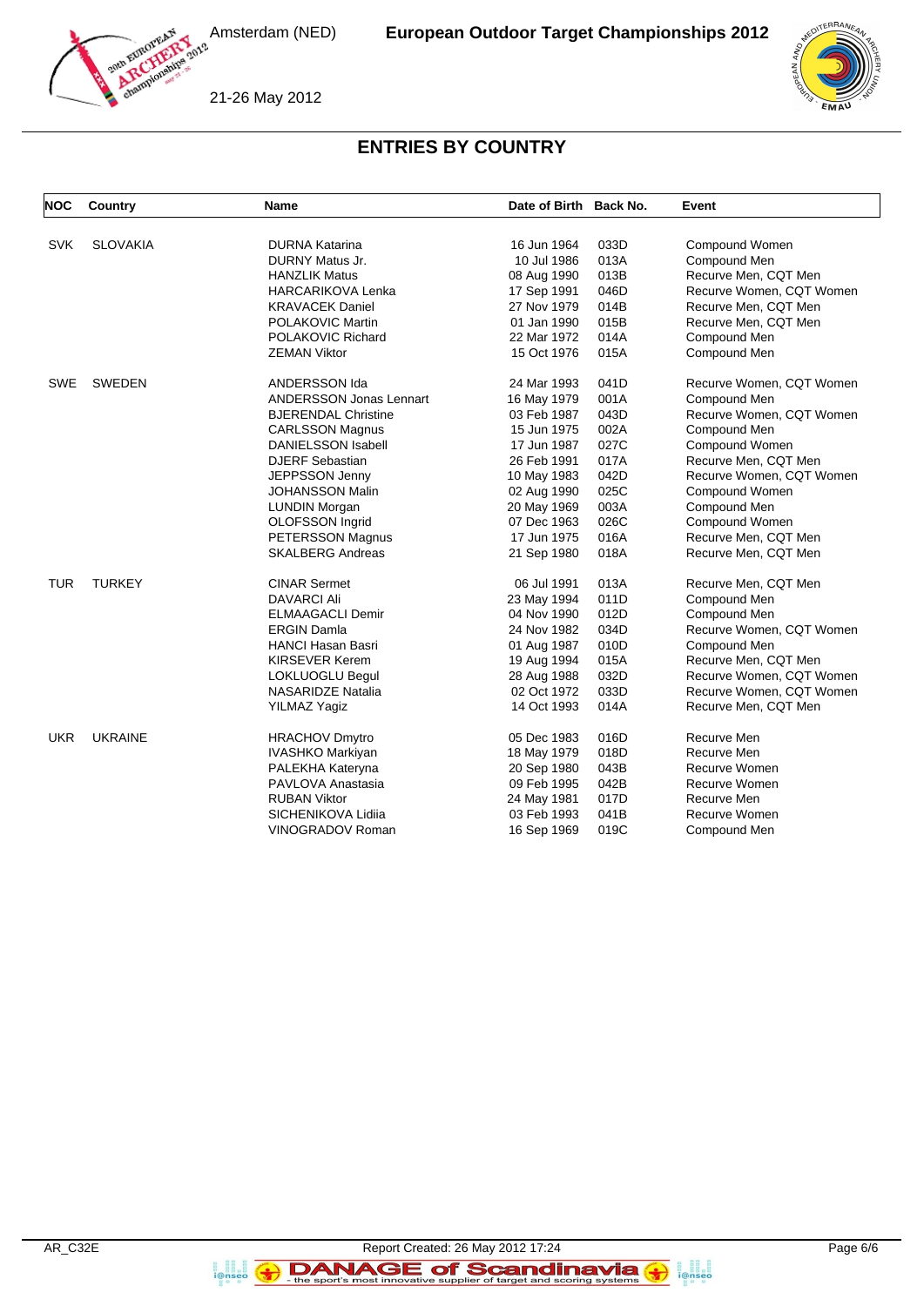## ENTRIES BY COUNTRY

| NOC | Country | Name | Date of Birth | Back No. | Event |
|---|---|---|---|---|---|
| SVK | SLOVAKIA | DURNA Katarina | 16 Jun 1964 | 033D | Compound Women |
| | | DURNY Matus Jr. | 10 Jul 1986 | 013A | Compound Men |
| | | HANZLIK Matus | 08 Aug 1990 | 013B | Recurve Men, CQT Men |
| | | HARCARIKOVA Lenka | 17 Sep 1991 | 046D | Recurve Women, CQT Women |
| | | KRAVACEK Daniel | 27 Nov 1979 | 014B | Recurve Men, CQT Men |
| | | POLAKOVIC Martin | 01 Jan 1990 | 015B | Recurve Men, CQT Men |
| | | POLAKOVIC Richard | 22 Mar 1972 | 014A | Compound Men |
| | | ZEMAN Viktor | 15 Oct 1976 | 015A | Compound Men |
| SWE | SWEDEN | ANDERSSON Ida | 24 Mar 1993 | 041D | Recurve Women, CQT Women |
| | | ANDERSSON Jonas Lennart | 16 May 1979 | 001A | Compound Men |
| | | BJERENDAL Christine | 03 Feb 1987 | 043D | Recurve Women, CQT Women |
| | | CARLSSON Magnus | 15 Jun 1975 | 002A | Compound Men |
| | | DANIELSSON Isabell | 17 Jun 1987 | 027C | Compound Women |
| | | DJERF Sebastian | 26 Feb 1991 | 017A | Recurve Men, CQT Men |
| | | JEPPSSON Jenny | 10 May 1983 | 042D | Recurve Women, CQT Women |
| | | JOHANSSON Malin | 02 Aug 1990 | 025C | Compound Women |
| | | LUNDIN Morgan | 20 May 1969 | 003A | Compound Men |
| | | OLOFSSON Ingrid | 07 Dec 1963 | 026C | Compound Women |
| | | PETERSSON Magnus | 17 Jun 1975 | 016A | Recurve Men, CQT Men |
| | | SKALBERG Andreas | 21 Sep 1980 | 018A | Recurve Men, CQT Men |
| TUR | TURKEY | CINAR Sermet | 06 Jul 1991 | 013A | Recurve Men, CQT Men |
| | | DAVARCI Ali | 23 May 1994 | 011D | Compound Men |
| | | ELMAAGACLI Demir | 04 Nov 1990 | 012D | Compound Men |
| | | ERGIN Damla | 24 Nov 1982 | 034D | Recurve Women, CQT Women |
| | | HANCI Hasan Basri | 01 Aug 1987 | 010D | Compound Men |
| | | KIRSEVER Kerem | 19 Aug 1994 | 015A | Recurve Men, CQT Men |
| | | LOKLUOGLU Begul | 28 Aug 1988 | 032D | Recurve Women, CQT Women |
| | | NASARIDZE Natalia | 02 Oct 1972 | 033D | Recurve Women, CQT Women |
| | | YILMAZ Yagiz | 14 Oct 1993 | 014A | Recurve Men, CQT Men |
| UKR | UKRAINE | HRACHOV Dmytro | 05 Dec 1983 | 016D | Recurve Men |
| | | IVASHKO Markiyan | 18 May 1979 | 018D | Recurve Men |
| | | PALEKHA Kateryna | 20 Sep 1980 | 043B | Recurve Women |
| | | PAVLOVA Anastasia | 09 Feb 1995 | 042B | Recurve Women |
| | | RUBAN Viktor | 24 May 1981 | 017D | Recurve Men |
| | | SICHENIKOVA Lidiia | 03 Feb 1993 | 041B | Recurve Women |
| | | VINOGRADOV Roman | 16 Sep 1969 | 019C | Compound Men |